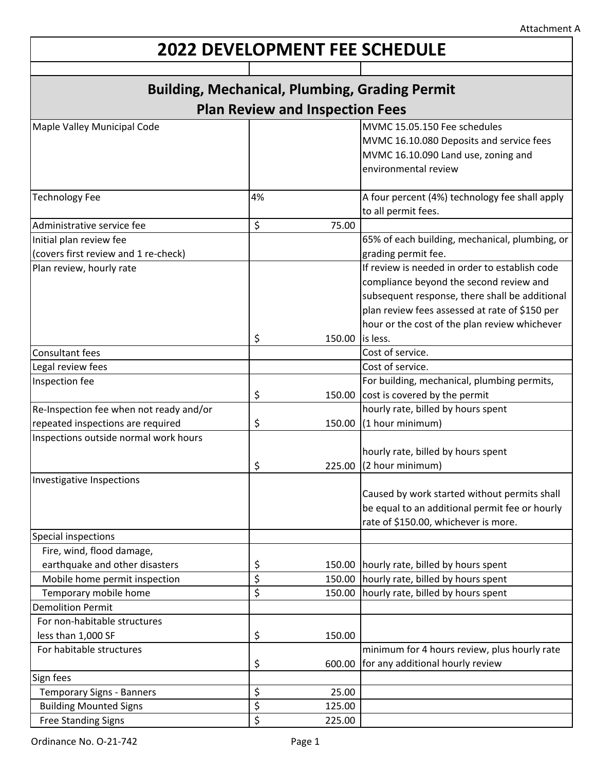Attachment A

# 2022 DEVELOPMENT FEE SCHEDULE

## Building, Mechanical, Plumbing, Grading Permit Plan Review and Inspection Fees

| | | |
|---|---|---|
| Maple Valley Municipal Code | | MVMC 15.05.150 Fee schedules<br>MVMC 16.10.080 Deposits and service fees<br>MVMC 16.10.090 Land use, zoning and environmental review |
| Technology Fee | 4% | A four percent (4%) technology fee shall apply to all permit fees. |
| Administrative service fee | $ 75.00 | |
| Initial plan review fee<br>(covers first review and 1 re-check) | | 65% of each building, mechanical, plumbing, or grading permit fee. |
| Plan review, hourly rate | $ 150.00 | If review is needed in order to establish code compliance beyond the second review and subsequent response, there shall be additional plan review fees assessed at rate of $150 per hour or the cost of the plan review whichever is less. |
| Consultant fees | | Cost of service. |
| Legal review fees | | Cost of service. |
| Inspection fee | $ 150.00 | For building, mechanical, plumbing permits, cost is covered by the permit |
| Re-Inspection fee when not ready and/or repeated inspections are required | $ 150.00 | hourly rate, billed by hours spent (1 hour minimum) |
| Inspections outside normal work hours | $ 225.00 | hourly rate, billed by hours spent (2 hour minimum) |
| Investigative Inspections | | Caused by work started without permits shall be equal to an additional permit fee or hourly rate of $150.00, whichever is more. |
| Special inspections | | |
| Fire, wind, flood damage, earthquake and other disasters | $ 150.00 | hourly rate, billed by hours spent |
| Mobile home permit inspection | $ 150.00 | hourly rate, billed by hours spent |
| Temporary mobile home | $ 150.00 | hourly rate, billed by hours spent |
| Demolition Permit | | |
| For non-habitable structures less than 1,000 SF | $ 150.00 | |
| For habitable structures | $ 600.00 | minimum for 4 hours review, plus hourly rate for any additional hourly review |
| Sign fees | | |
| Temporary Signs - Banners | $ 25.00 | |
| Building Mounted Signs | $ 125.00 | |
| Free Standing Signs | $ 225.00 | |

Ordinance No. O-21-742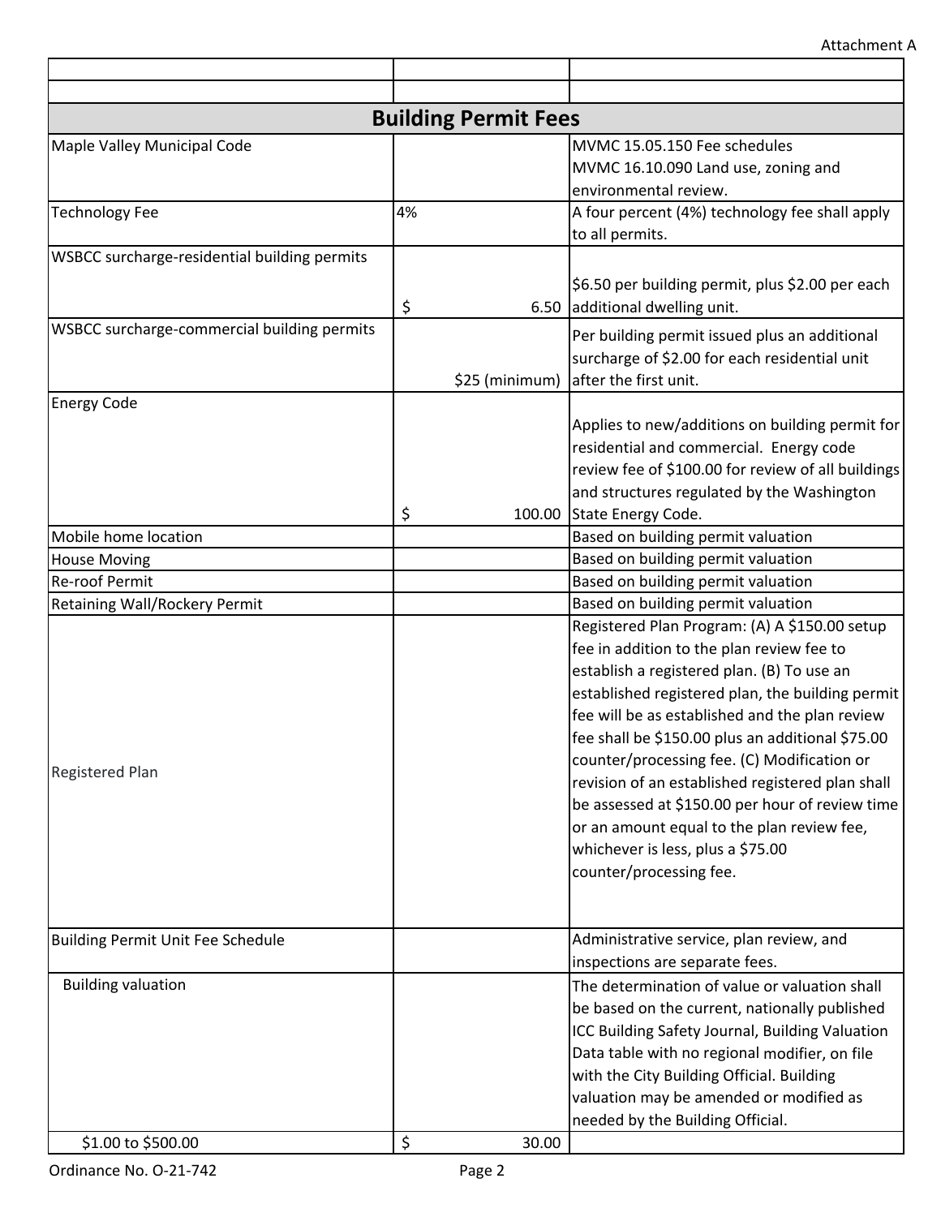| | | |
|---|---|---|
| | | |
| **Building Permit Fees** | | |
| Maple Valley Municipal Code | | MVMC 15.05.150 Fee schedules<br>MVMC 16.10.090 Land use, zoning and environmental review. |
| Technology Fee | 4% | A four percent (4%) technology fee shall apply to all permits. |
| WSBCC surcharge-residential building permits | $ 6.50 | $6.50 per building permit, plus $2.00 per each additional dwelling unit. |
| WSBCC surcharge-commercial building permits | $25 (minimum) | Per building permit issued plus an additional surcharge of $2.00 for each residential unit after the first unit. |
| Energy Code | $ 100.00 | Applies to new/additions on building permit for residential and commercial. Energy code review fee of $100.00 for review of all buildings and structures regulated by the Washington State Energy Code. |
| Mobile home location | | Based on building permit valuation |
| House Moving | | Based on building permit valuation |
| Re-roof Permit | | Based on building permit valuation |
| Retaining Wall/Rockery Permit | | Based on building permit valuation |
| Registered Plan | | Registered Plan Program: (A) A $150.00 setup fee in addition to the plan review fee to establish a registered plan. (B) To use an established registered plan, the building permit fee will be as established and the plan review fee shall be $150.00 plus an additional $75.00 counter/processing fee. (C) Modification or revision of an established registered plan shall be assessed at $150.00 per hour of review time or an amount equal to the plan review fee, whichever is less, plus a $75.00 counter/processing fee. |
| Building Permit Unit Fee Schedule | | Administrative service, plan review, and inspections are separate fees. |
| Building valuation | | The determination of value or valuation shall be based on the current, nationally published ICC Building Safety Journal, Building Valuation Data table with no regional modifier, on file with the City Building Official. Building valuation may be amended or modified as needed by the Building Official. |
| $1.00 to $500.00 | $ 30.00 | |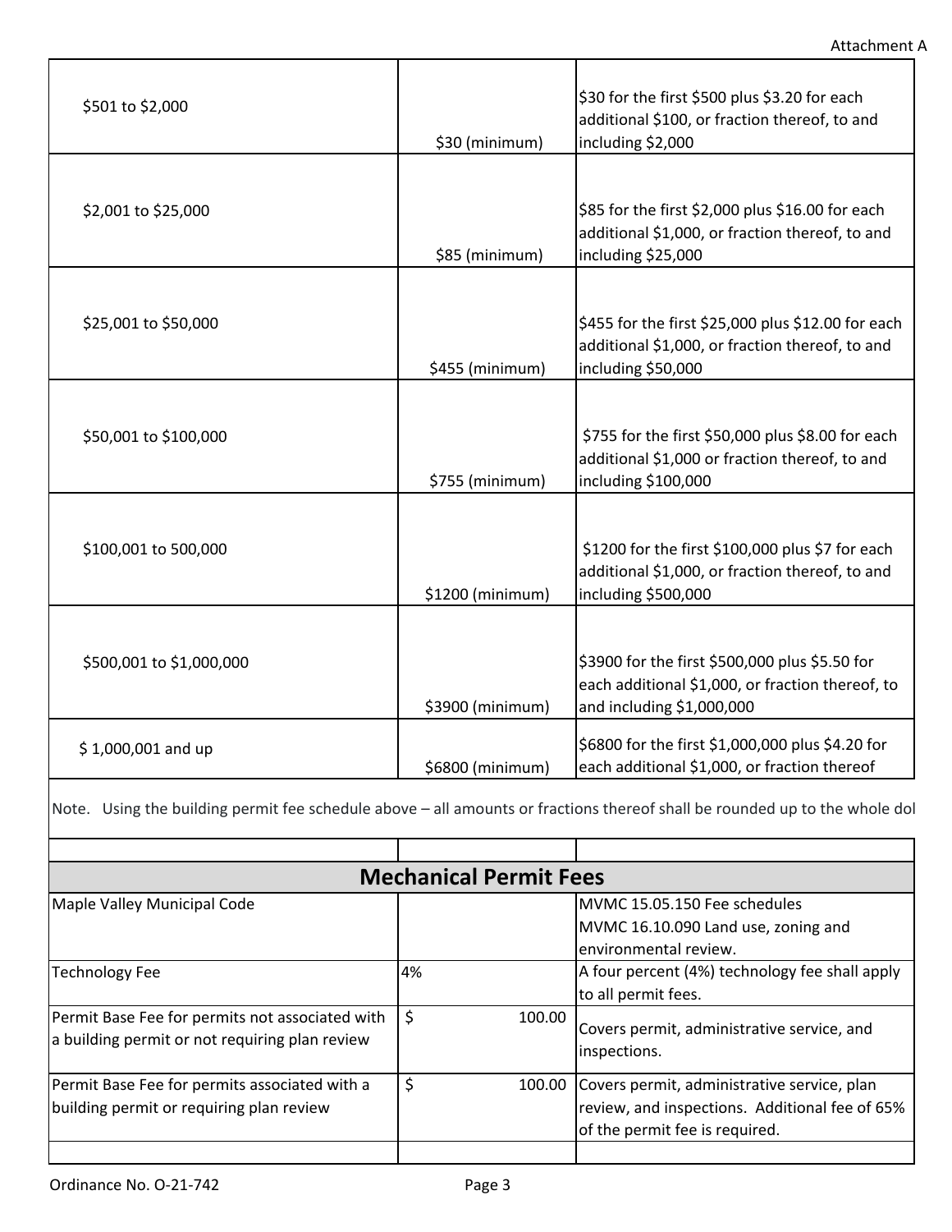| | | |
|---|---|---|
| $501 to $2,000 | $30 (minimum) | $30 for the first $500 plus $3.20 for each additional $100, or fraction thereof, to and including $2,000 |
| $2,001 to $25,000 | $85 (minimum) | $85 for the first $2,000 plus $16.00 for each additional $1,000, or fraction thereof, to and including $25,000 |
| $25,001 to $50,000 | $455 (minimum) | $455 for the first $25,000 plus $12.00 for each additional $1,000, or fraction thereof, to and including $50,000 |
| $50,001 to $100,000 | $755 (minimum) | $755 for the first $50,000 plus $8.00 for each additional $1,000 or fraction thereof, to and including $100,000 |
| $100,001 to 500,000 | $1200 (minimum) | $1200 for the first $100,000 plus $7 for each additional $1,000, or fraction thereof, to and including $500,000 |
| $500,001 to $1,000,000 | $3900 (minimum) | $3900 for the first $500,000 plus $5.50 for each additional $1,000, or fraction thereof, to and including $1,000,000 |
| $ 1,000,001 and up | $6800 (minimum) | $6800 for the first $1,000,000 plus $4.20 for each additional $1,000, or fraction thereof |

Note. Using the building permit fee schedule above – all amounts or fractions thereof shall be rounded up to the whole dol

## Mechanical Permit Fees

| | | |
|---|---|---|
| Maple Valley Municipal Code | | MVMC 15.05.150 Fee schedules<br>MVMC 16.10.090 Land use, zoning and environmental review. |
| Technology Fee | 4% | A four percent (4%) technology fee shall apply to all permit fees. |
| Permit Base Fee for permits not associated with a building permit or not requiring plan review | $ 100.00 | Covers permit, administrative service, and inspections. |
| Permit Base Fee for permits associated with a building permit or requiring plan review | $ 100.00 | Covers permit, administrative service, plan review, and inspections. Additional fee of 65% of the permit fee is required. |
| | | |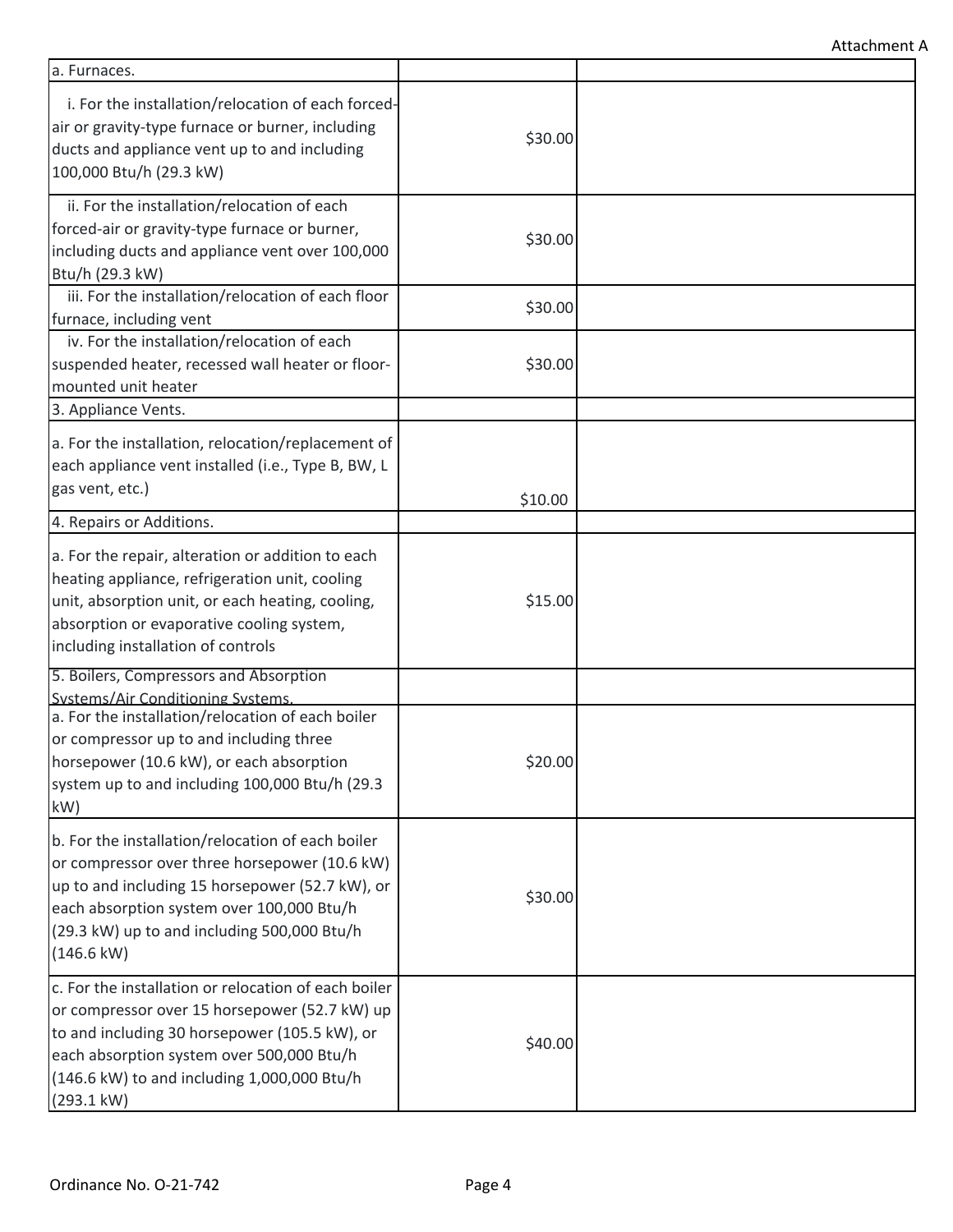| a. Furnaces. | | |
|---|---|---|
| i. For the installation/relocation of each forced-air or gravity-type furnace or burner, including ducts and appliance vent up to and including 100,000 Btu/h (29.3 kW) | $30.00 | |
| ii. For the installation/relocation of each forced-air or gravity-type furnace or burner, including ducts and appliance vent over 100,000 Btu/h (29.3 kW) | $30.00 | |
| iii. For the installation/relocation of each floor furnace, including vent | $30.00 | |
| iv. For the installation/relocation of each suspended heater, recessed wall heater or floor-mounted unit heater | $30.00 | |
| 3. Appliance Vents. | | |
| a. For the installation, relocation/replacement of each appliance vent installed (i.e., Type B, BW, L gas vent, etc.) | $10.00 | |
| 4. Repairs or Additions. | | |
| a. For the repair, alteration or addition to each heating appliance, refrigeration unit, cooling unit, absorption unit, or each heating, cooling, absorption or evaporative cooling system, including installation of controls | $15.00 | |
| 5. Boilers, Compressors and Absorption Systems/Air Conditioning Systems. | | |
| a. For the installation/relocation of each boiler or compressor up to and including three horsepower (10.6 kW), or each absorption system up to and including 100,000 Btu/h (29.3 kW) | $20.00 | |
| b. For the installation/relocation of each boiler or compressor over three horsepower (10.6 kW) up to and including 15 horsepower (52.7 kW), or each absorption system over 100,000 Btu/h (29.3 kW) up to and including 500,000 Btu/h (146.6 kW) | $30.00 | |
| c. For the installation or relocation of each boiler or compressor over 15 horsepower (52.7 kW) up to and including 30 horsepower (105.5 kW), or each absorption system over 500,000 Btu/h (146.6 kW) to and including 1,000,000 Btu/h (293.1 kW) | $40.00 | |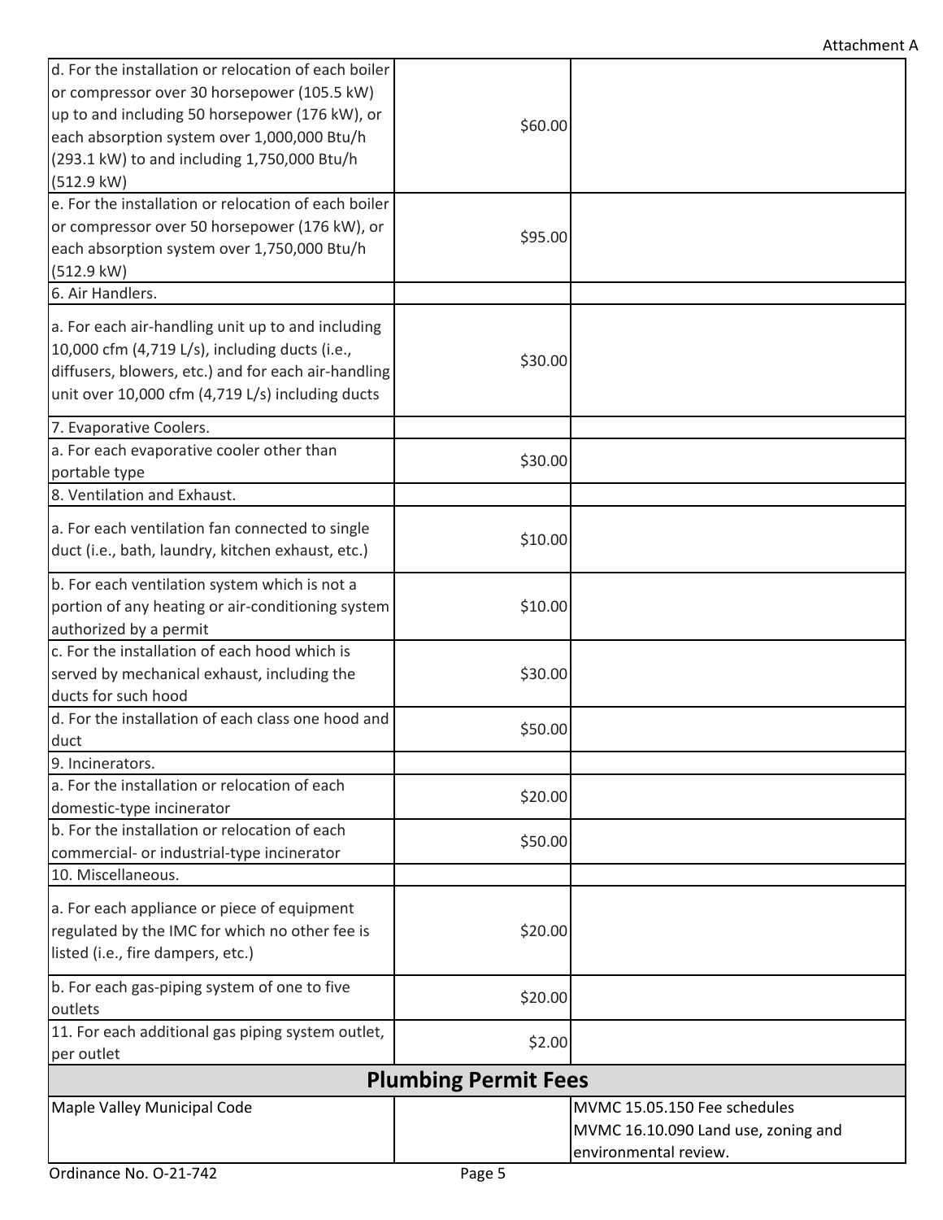| | | |
|---|---|---|
| d. For the installation or relocation of each boiler or compressor over 30 horsepower (105.5 kW) up to and including 50 horsepower (176 kW), or each absorption system over 1,000,000 Btu/h (293.1 kW) to and including 1,750,000 Btu/h (512.9 kW) | $60.00 | |
| e. For the installation or relocation of each boiler or compressor over 50 horsepower (176 kW), or each absorption system over 1,750,000 Btu/h (512.9 kW) | $95.00 | |
| 6. Air Handlers. | | |
| a. For each air-handling unit up to and including 10,000 cfm (4,719 L/s), including ducts (i.e., diffusers, blowers, etc.) and for each air-handling unit over 10,000 cfm (4,719 L/s) including ducts | $30.00 | |
| 7. Evaporative Coolers. | | |
| a. For each evaporative cooler other than portable type | $30.00 | |
| 8. Ventilation and Exhaust. | | |
| a. For each ventilation fan connected to single duct (i.e., bath, laundry, kitchen exhaust, etc.) | $10.00 | |
| b. For each ventilation system which is not a portion of any heating or air-conditioning system authorized by a permit | $10.00 | |
| c. For the installation of each hood which is served by mechanical exhaust, including the ducts for such hood | $30.00 | |
| d. For the installation of each class one hood and duct | $50.00 | |
| 9. Incinerators. | | |
| a. For the installation or relocation of each domestic-type incinerator | $20.00 | |
| b. For the installation or relocation of each commercial- or industrial-type incinerator | $50.00 | |
| 10. Miscellaneous. | | |
| a. For each appliance or piece of equipment regulated by the IMC for which no other fee is listed (i.e., fire dampers, etc.) | $20.00 | |
| b. For each gas-piping system of one to five outlets | $20.00 | |
| 11. For each additional gas piping system outlet, per outlet | $2.00 | |
| **Plumbing Permit Fees** | | |
| Maple Valley Municipal Code | | MVMC 15.05.150 Fee schedules<br>MVMC 16.10.090 Land use, zoning and environmental review. |

Ordinance No. O-21-742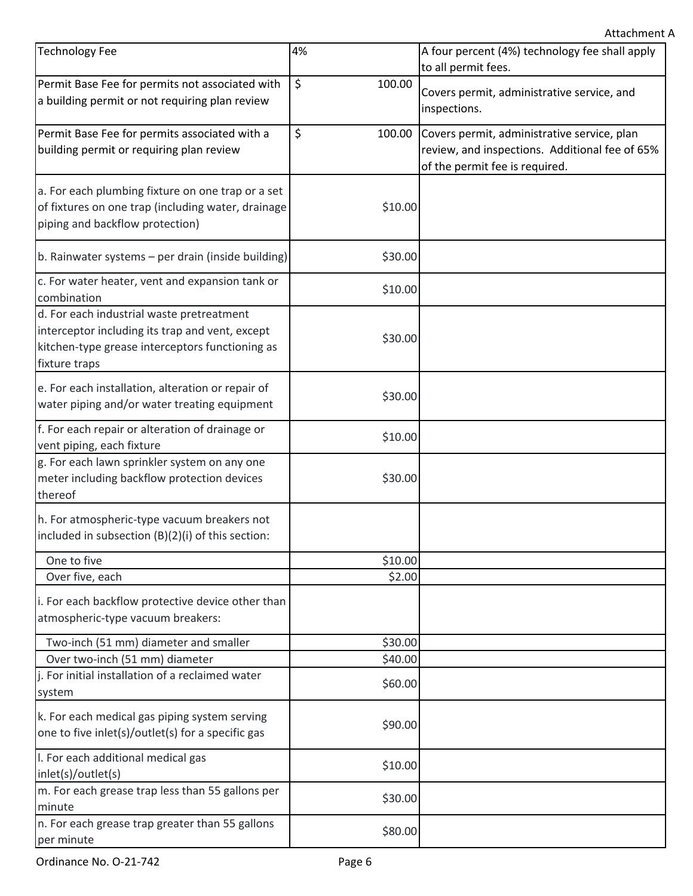Attachment A

| | | |
|---|---|---|
| Technology Fee | 4% | A four percent (4%) technology fee shall apply to all permit fees. |
| Permit Base Fee for permits not associated with a building permit or not requiring plan review | $ 100.00 | Covers permit, administrative service, and inspections. |
| Permit Base Fee for permits associated with a building permit or requiring plan review | $ 100.00 | Covers permit, administrative service, plan review, and inspections. Additional fee of 65% of the permit fee is required. |
| a. For each plumbing fixture on one trap or a set of fixtures on one trap (including water, drainage piping and backflow protection) | $10.00 | |
| b. Rainwater systems – per drain (inside building) | $30.00 | |
| c. For water heater, vent and expansion tank or combination | $10.00 | |
| d. For each industrial waste pretreatment interceptor including its trap and vent, except kitchen-type grease interceptors functioning as fixture traps | $30.00 | |
| e. For each installation, alteration or repair of water piping and/or water treating equipment | $30.00 | |
| f. For each repair or alteration of drainage or vent piping, each fixture | $10.00 | |
| g. For each lawn sprinkler system on any one meter including backflow protection devices thereof | $30.00 | |
| h. For atmospheric-type vacuum breakers not included in subsection (B)(2)(i) of this section: | | |
| One to five | $10.00 | |
| Over five, each | $2.00 | |
| i. For each backflow protective device other than atmospheric-type vacuum breakers: | | |
| Two-inch (51 mm) diameter and smaller | $30.00 | |
| Over two-inch (51 mm) diameter | $40.00 | |
| j. For initial installation of a reclaimed water system | $60.00 | |
| k. For each medical gas piping system serving one to five inlet(s)/outlet(s) for a specific gas | $90.00 | |
| l. For each additional medical gas inlet(s)/outlet(s) | $10.00 | |
| m. For each grease trap less than 55 gallons per minute | $30.00 | |
| n. For each grease trap greater than 55 gallons per minute | $80.00 | |

Ordinance No. O-21-742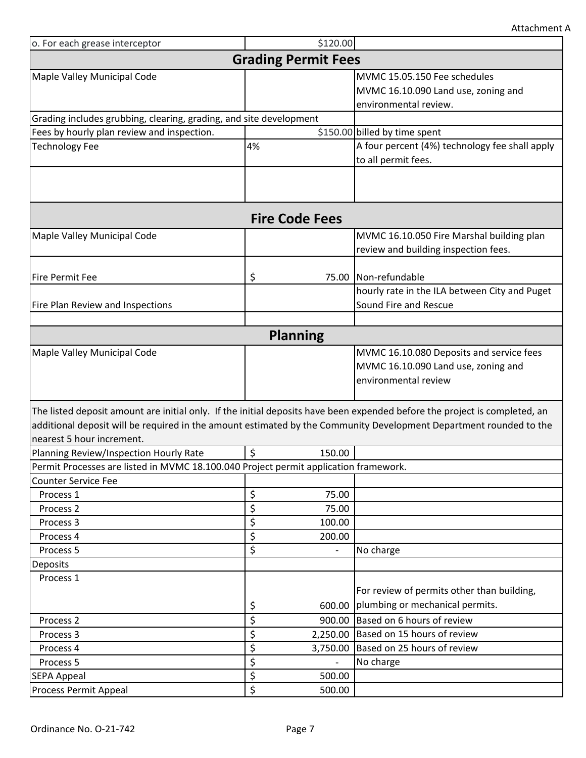Attachment A

| | | |
|---|---|---|
| o. For each grease interceptor | $120.00 | |
| **Grading Permit Fees** | | |
| Maple Valley Municipal Code | | MVMC 15.05.150 Fee schedules<br>MVMC 16.10.090 Land use, zoning and environmental review. |
| Grading includes grubbing, clearing, grading, and site development | | |
| Fees by hourly plan review and inspection. | $150.00 | billed by time spent |
| Technology Fee | 4% | A four percent (4%) technology fee shall apply to all permit fees. |
| | | |
| **Fire Code Fees** | | |
| Maple Valley Municipal Code | | MVMC 16.10.050 Fire Marshal building plan review and building inspection fees. |
| Fire Permit Fee | $ 75.00 | Non-refundable |
| Fire Plan Review and Inspections | | hourly rate in the ILA between City and Puget Sound Fire and Rescue |
| | | |
| **Planning** | | |
| Maple Valley Municipal Code | | MVMC 16.10.080 Deposits and service fees<br>MVMC 16.10.090 Land use, zoning and environmental review |
| The listed deposit amount are initial only. If the initial deposits have been expended before the project is completed, an additional deposit will be required in the amount estimated by the Community Development Department rounded to the nearest 5 hour increment. | | |
| Planning Review/Inspection Hourly Rate | $ 150.00 | |
| Permit Processes are listed in MVMC 18.100.040 Project permit application framework. | | |
| Counter Service Fee | | |
| Process 1 | $ 75.00 | |
| Process 2 | $ 75.00 | |
| Process 3 | $ 100.00 | |
| Process 4 | $ 200.00 | |
| Process 5 | $ - | No charge |
| Deposits | | |
| Process 1 | $ 600.00 | For review of permits other than building, plumbing or mechanical permits. |
| Process 2 | $ 900.00 | Based on 6 hours of review |
| Process 3 | $ 2,250.00 | Based on 15 hours of review |
| Process 4 | $ 3,750.00 | Based on 25 hours of review |
| Process 5 | $ - | No charge |
| SEPA Appeal | $ 500.00 | |
| Process Permit Appeal | $ 500.00 | |

Ordinance No. O-21-742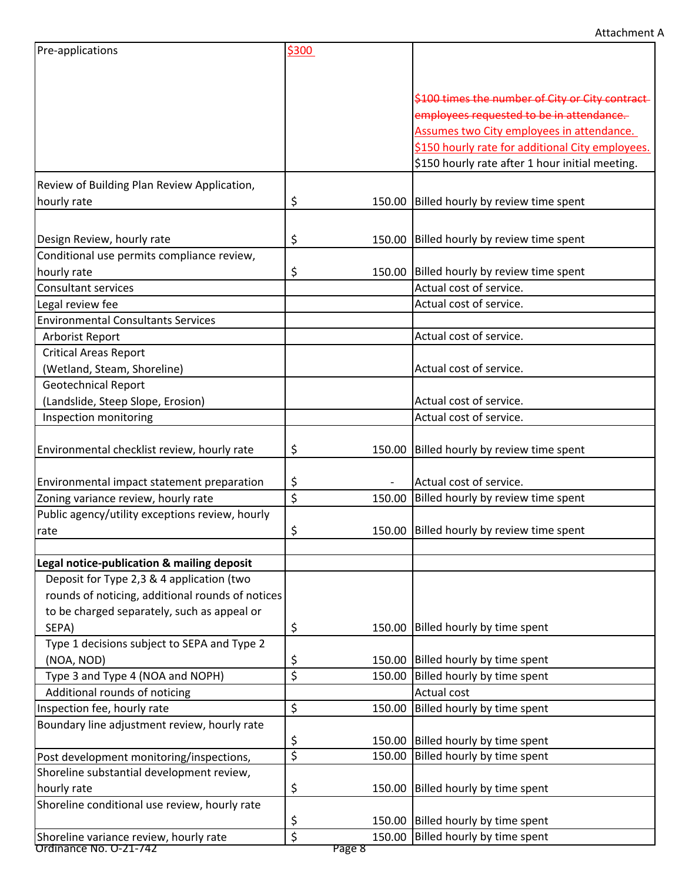Attachment A

| | | |
|---|---|---|
| Pre-applications | $300 | ~~$100 times the number of City or City contract employees requested to be in attendance.~~ Assumes two City employees in attendance. $150 hourly rate for additional City employees. $150 hourly rate after 1 hour initial meeting. |
| Review of Building Plan Review Application, hourly rate | $ 150.00 | Billed hourly by review time spent |
| Design Review, hourly rate | $ 150.00 | Billed hourly by review time spent |
| Conditional use permits compliance review, hourly rate | $ 150.00 | Billed hourly by review time spent |
| Consultant services | | Actual cost of service. |
| Legal review fee | | Actual cost of service. |
| Environmental Consultants Services | | |
| Arborist Report | | Actual cost of service. |
| Critical Areas Report (Wetland, Steam, Shoreline) | | Actual cost of service. |
| Geotechnical Report (Landslide, Steep Slope, Erosion) | | Actual cost of service. |
| Inspection monitoring | | Actual cost of service. |
| Environmental checklist review, hourly rate | $ 150.00 | Billed hourly by review time spent |
| Environmental impact statement preparation | $ - | Actual cost of service. |
| Zoning variance review, hourly rate | $ 150.00 | Billed hourly by review time spent |
| Public agency/utility exceptions review, hourly rate | $ 150.00 | Billed hourly by review time spent |
| | | |
| **Legal notice-publication & mailing deposit** | | |
| Deposit for Type 2,3 & 4 application (two rounds of noticing, additional rounds of notices to be charged separately, such as appeal or SEPA) | $ 150.00 | Billed hourly by time spent |
| Type 1 decisions subject to SEPA and Type 2 (NOA, NOD) | $ 150.00 | Billed hourly by time spent |
| Type 3 and Type 4 (NOA and NOPH) | $ 150.00 | Billed hourly by time spent |
| Additional rounds of noticing | | Actual cost |
| Inspection fee, hourly rate | $ 150.00 | Billed hourly by time spent |
| Boundary line adjustment review, hourly rate | $ 150.00 | Billed hourly by time spent |
| Post development monitoring/inspections, | $ 150.00 | Billed hourly by time spent |
| Shoreline substantial development review, hourly rate | $ 150.00 | Billed hourly by time spent |
| Shoreline conditional use review, hourly rate | $ 150.00 | Billed hourly by time spent |
| Shoreline variance review, hourly rate | $ 150.00 | Billed hourly by time spent |

Ordinance No. O-21-742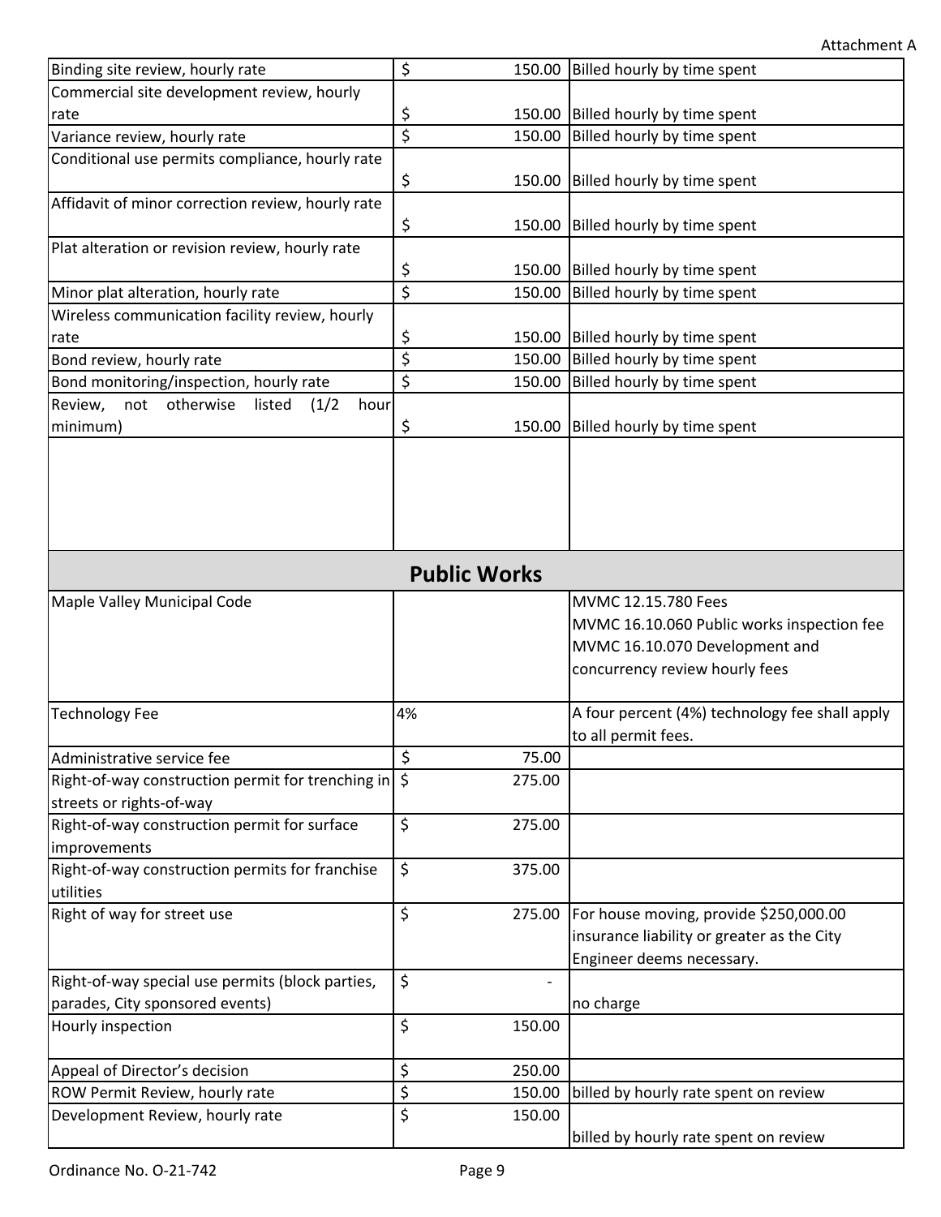Attachment A

| | | |
|---|---|---|
| Binding site review, hourly rate | $ 150.00 | Billed hourly by time spent |
| Commercial site development review, hourly rate | $ 150.00 | Billed hourly by time spent |
| Variance review, hourly rate | $ 150.00 | Billed hourly by time spent |
| Conditional use permits compliance, hourly rate | $ 150.00 | Billed hourly by time spent |
| Affidavit of minor correction review, hourly rate | $ 150.00 | Billed hourly by time spent |
| Plat alteration or revision review, hourly rate | $ 150.00 | Billed hourly by time spent |
| Minor plat alteration, hourly rate | $ 150.00 | Billed hourly by time spent |
| Wireless communication facility review, hourly rate | $ 150.00 | Billed hourly by time spent |
| Bond review, hourly rate | $ 150.00 | Billed hourly by time spent |
| Bond monitoring/inspection, hourly rate | $ 150.00 | Billed hourly by time spent |
| Review, not otherwise listed (1/2 hour minimum) | $ 150.00 | Billed hourly by time spent |
| | | |

## Public Works

| | | |
|---|---|---|
| Maple Valley Municipal Code | | MVMC 12.15.780 Fees<br>MVMC 16.10.060 Public works inspection fee<br>MVMC 16.10.070 Development and concurrency review hourly fees |
| Technology Fee | 4% | A four percent (4%) technology fee shall apply to all permit fees. |
| Administrative service fee | $ 75.00 | |
| Right-of-way construction permit for trenching in streets or rights-of-way | $ 275.00 | |
| Right-of-way construction permit for surface improvements | $ 275.00 | |
| Right-of-way construction permits for franchise utilities | $ 375.00 | |
| Right of way for street use | $ 275.00 | For house moving, provide $250,000.00 insurance liability or greater as the City Engineer deems necessary. |
| Right-of-way special use permits (block parties, parades, City sponsored events) | $ - | no charge |
| Hourly inspection | $ 150.00 | |
| Appeal of Director's decision | $ 250.00 | |
| ROW Permit Review, hourly rate | $ 150.00 | billed by hourly rate spent on review |
| Development Review, hourly rate | $ 150.00 | billed by hourly rate spent on review |

Ordinance No. O-21-742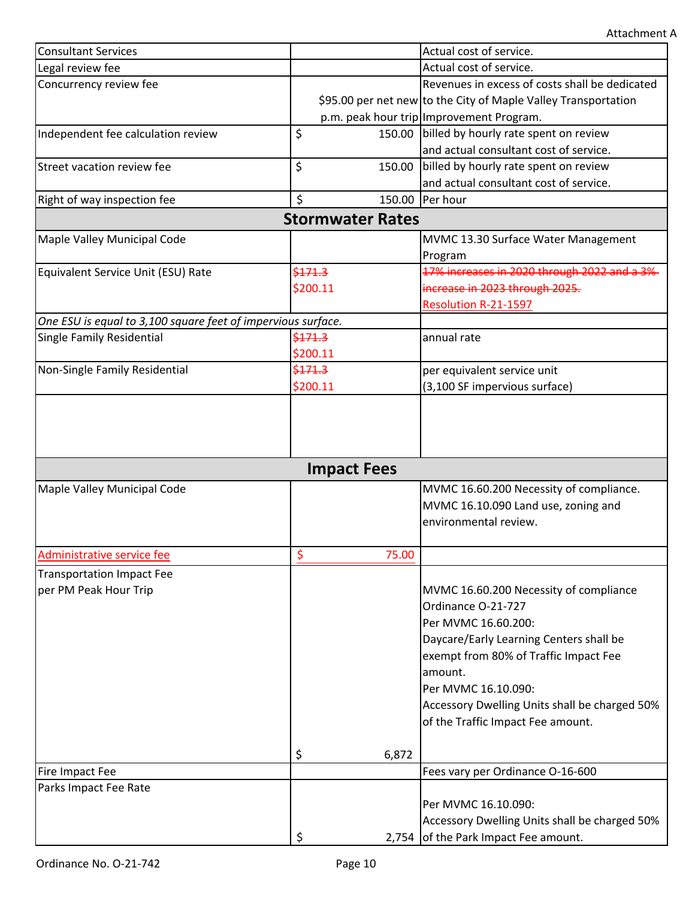Attachment A

| | | |
|---|---|---|
| Consultant Services | | Actual cost of service. |
| Legal review fee | | Actual cost of service. |
| Concurrency review fee | $95.00 per net new p.m. peak hour trip | Revenues in excess of costs shall be dedicated to the City of Maple Valley Transportation Improvement Program. |
| Independent fee calculation review | $ 150.00 | billed by hourly rate spent on review and actual consultant cost of service. |
| Street vacation review fee | $ 150.00 | billed by hourly rate spent on review and actual consultant cost of service. |
| Right of way inspection fee | $ 150.00 | Per hour |
| **Stormwater Rates** | | |
| Maple Valley Municipal Code | | MVMC 13.30 Surface Water Management Program |
| Equivalent Service Unit (ESU) Rate | ~~$171.3~~ $200.11 | ~~17% increases in 2020 through 2022 and a 3% increase in 2023 through 2025.~~ Resolution R-21-1597 |
| *One ESU is equal to 3,100 square feet of impervious surface.* | | |
| Single Family Residential | ~~$171.3~~ $200.11 | annual rate |
| Non-Single Family Residential | ~~$171.3~~ $200.11 | per equivalent service unit (3,100 SF impervious surface) |
| | | |
| **Impact Fees** | | |
| Maple Valley Municipal Code | | MVMC 16.60.200 Necessity of compliance. MVMC 16.10.090 Land use, zoning and environmental review. |
| Administrative service fee | $ 75.00 | |
| Transportation Impact Fee per PM Peak Hour Trip | $ 6,872 | MVMC 16.60.200 Necessity of compliance Ordinance O-21-727 Per MVMC 16.60.200: Daycare/Early Learning Centers shall be exempt from 80% of Traffic Impact Fee amount. Per MVMC 16.10.090: Accessory Dwelling Units shall be charged 50% of the Traffic Impact Fee amount. |
| Fire Impact Fee | | Fees vary per Ordinance O-16-600 |
| Parks Impact Fee Rate | $ 2,754 | Per MVMC 16.10.090: Accessory Dwelling Units shall be charged 50% of the Park Impact Fee amount. |

Ordinance No. O-21-742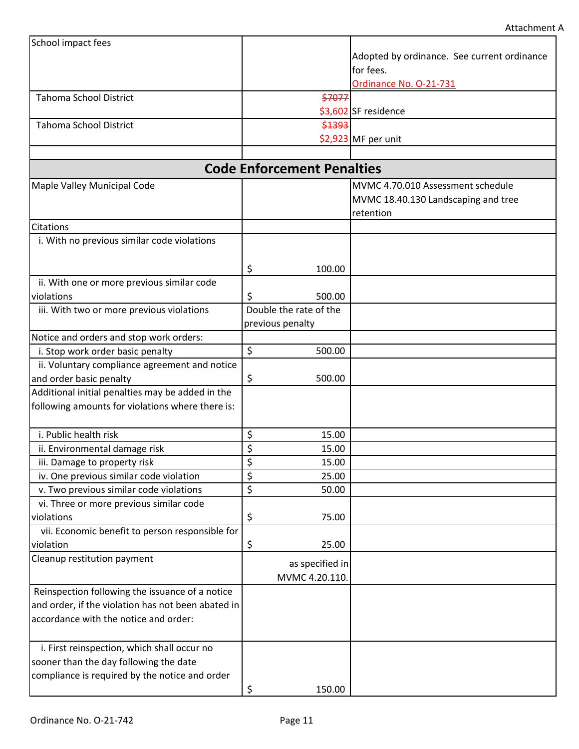| School impact fees | | Adopted by ordinance. See current ordinance for fees. Ordinance No. O-21-731 |
|---|---|---|
| Tahoma School District | ~~$7077~~ $3,602 | SF residence |
| Tahoma School District | ~~$1393~~ $2,923 | MF per unit |
| | | |

## Code Enforcement Penalties

| | | |
|---|---|---|
| Maple Valley Municipal Code | | MVMC 4.70.010 Assessment schedule MVMC 18.40.130 Landscaping and tree retention |
| Citations | | |
| i. With no previous similar code violations | $ 100.00 | |
| ii. With one or more previous similar code violations | $ 500.00 | |
| iii. With two or more previous violations | Double the rate of the previous penalty | |
| Notice and orders and stop work orders: | | |
| i. Stop work order basic penalty | $ 500.00 | |
| ii. Voluntary compliance agreement and notice and order basic penalty | $ 500.00 | |
| Additional initial penalties may be added in the following amounts for violations where there is: | | |
| i. Public health risk | $ 15.00 | |
| ii. Environmental damage risk | $ 15.00 | |
| iii. Damage to property risk | $ 15.00 | |
| iv. One previous similar code violation | $ 25.00 | |
| v. Two previous similar code violations | $ 50.00 | |
| vi. Three or more previous similar code violations | $ 75.00 | |
| vii. Economic benefit to person responsible for violation | $ 25.00 | |
| Cleanup restitution payment | as specified in MVMC 4.20.110. | |
| Reinspection following the issuance of a notice and order, if the violation has not been abated in accordance with the notice and order: | | |
| i. First reinspection, which shall occur no sooner than the day following the date compliance is required by the notice and order | $ 150.00 | |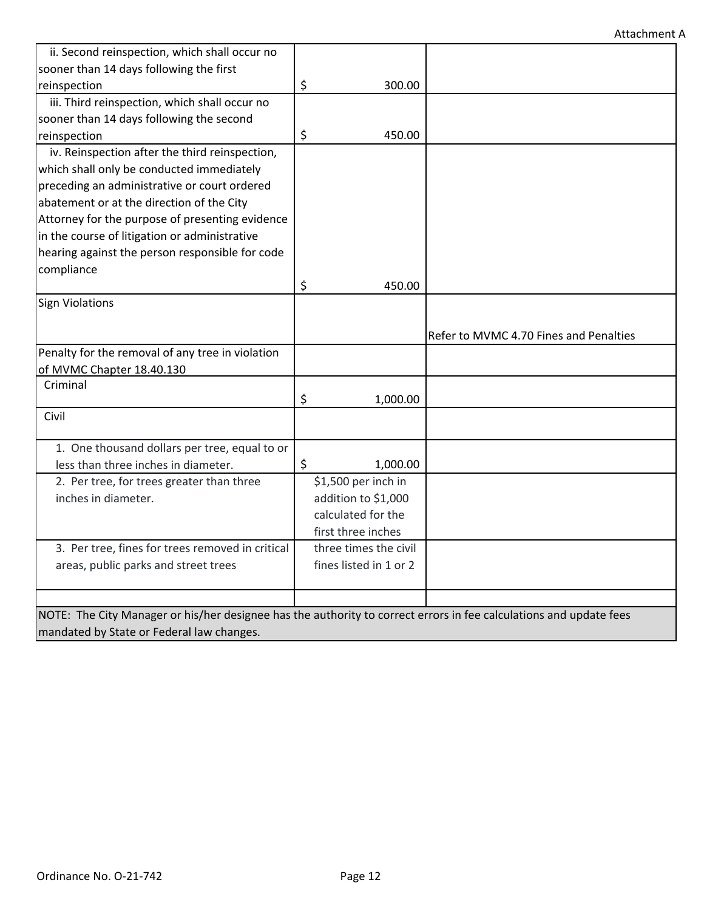Attachment A

| | | |
|---|---|---|
| ii. Second reinspection, which shall occur no sooner than 14 days following the first reinspection | $ 300.00 | |
| iii. Third reinspection, which shall occur no sooner than 14 days following the second reinspection | $ 450.00 | |
| iv. Reinspection after the third reinspection, which shall only be conducted immediately preceding an administrative or court ordered abatement or at the direction of the City Attorney for the purpose of presenting evidence in the course of litigation or administrative hearing against the person responsible for code compliance | $ 450.00 | |
| Sign Violations | | Refer to MVMC 4.70 Fines and Penalties |
| Penalty for the removal of any tree in violation of MVMC Chapter 18.40.130 | | |
| Criminal | $ 1,000.00 | |
| Civil | | |
| 1. One thousand dollars per tree, equal to or less than three inches in diameter. | $ 1,000.00 | |
| 2. Per tree, for trees greater than three inches in diameter. | $1,500 per inch in addition to $1,000 calculated for the first three inches | |
| 3. Per tree, fines for trees removed in critical areas, public parks and street trees | three times the civil fines listed in 1 or 2 | |
| | | |
| NOTE: The City Manager or his/her designee has the authority to correct errors in fee calculations and update fees mandated by State or Federal law changes. | | |

Ordinance No. O-21-742